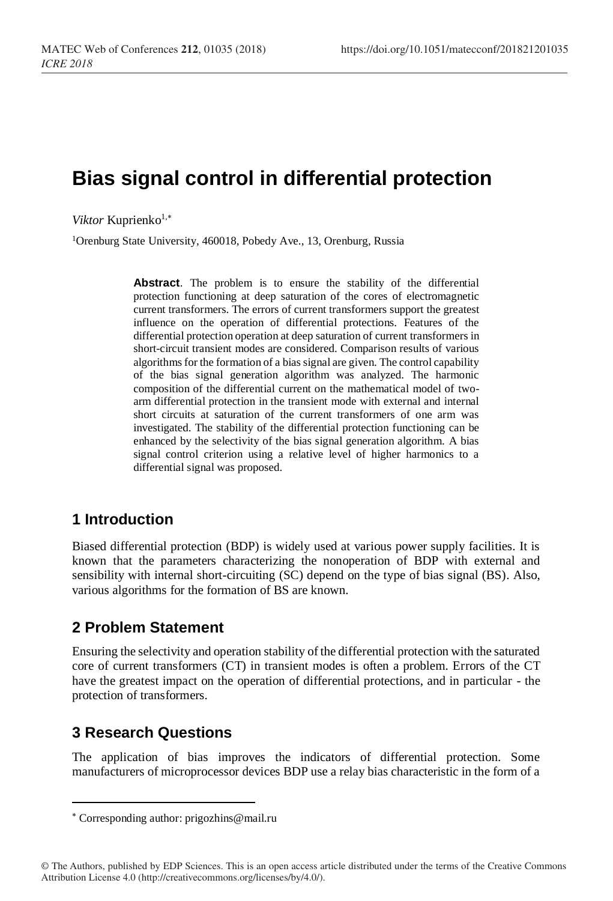# Bias signal control in differential protection

*Viktor* Kuprienko[1,*]

[1]Orenburg State University, 460018, Pobedy Ave., 13, Orenburg, Russia

**Abstract**. The problem is to ensure the stability of the differential protection functioning at deep saturation of the cores of electromagnetic current transformers. The errors of current transformers support the greatest influence on the operation of differential protections. Features of the differential protection operation at deep saturation of current transformers in short-circuit transient modes are considered. Comparison results of various algorithms for the formation of a bias signal are given. The control capability of the bias signal generation algorithm was analyzed. The harmonic composition of the differential current on the mathematical model of two-arm differential protection in the transient mode with external and internal short circuits at saturation of the current transformers of one arm was investigated. The stability of the differential protection functioning can be enhanced by the selectivity of the bias signal generation algorithm. A bias signal control criterion using a relative level of higher harmonics to a differential signal was proposed.

## 1 Introduction

Biased differential protection (BDP) is widely used at various power supply facilities. It is known that the parameters characterizing the nonoperation of BDP with external and sensibility with internal short-circuiting (SC) depend on the type of bias signal (BS). Also, various algorithms for the formation of BS are known.

## 2 Problem Statement

Ensuring the selectivity and operation stability of the differential protection with the saturated core of current transformers (CT) in transient modes is often a problem. Errors of the CT have the greatest impact on the operation of differential protections, and in particular - the protection of transformers.

## 3 Research Questions

The application of bias improves the indicators of differential protection. Some manufacturers of microprocessor devices BDP use a relay bias characteristic in the form of a

---

* Corresponding author: prigozhins@mail.ru

© The Authors, published by EDP Sciences. This is an open access article distributed under the terms of the Creative Commons Attribution License 4.0 (http://creativecommons.org/licenses/by/4.0/).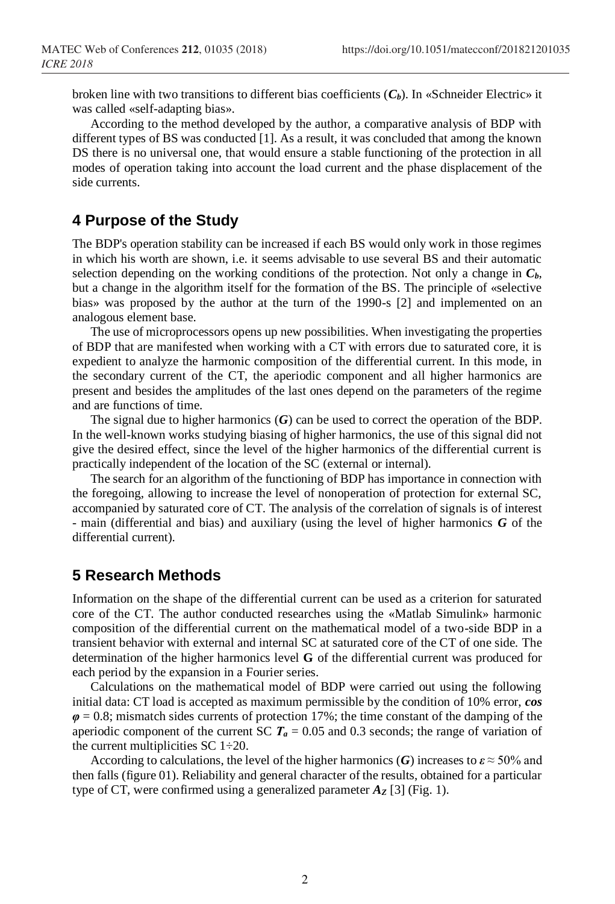broken line with two transitions to different bias coefficients ($C_b$). In «Schneider Electric» it was called «self-adapting bias».

According to the method developed by the author, a comparative analysis of BDP with different types of BS was conducted [1]. As a result, it was concluded that among the known DS there is no universal one, that would ensure a stable functioning of the protection in all modes of operation taking into account the load current and the phase displacement of the side currents.

## 4 Purpose of the Study

The BDP's operation stability can be increased if each BS would only work in those regimes in which his worth are shown, i.e. it seems advisable to use several BS and their automatic selection depending on the working conditions of the protection. Not only a change in $C_b$, but a change in the algorithm itself for the formation of the BS. The principle of «selective bias» was proposed by the author at the turn of the 1990-s [2] and implemented on an analogous element base.

The use of microprocessors opens up new possibilities. When investigating the properties of BDP that are manifested when working with a CT with errors due to saturated core, it is expedient to analyze the harmonic composition of the differential current. In this mode, in the secondary current of the CT, the aperiodic component and all higher harmonics are present and besides the amplitudes of the last ones depend on the parameters of the regime and are functions of time.

The signal due to higher harmonics ($G$) can be used to correct the operation of the BDP. In the well-known works studying biasing of higher harmonics, the use of this signal did not give the desired effect, since the level of the higher harmonics of the differential current is practically independent of the location of the SC (external or internal).

The search for an algorithm of the functioning of BDP has importance in connection with the foregoing, allowing to increase the level of nonoperation of protection for external SC, accompanied by saturated core of CT. The analysis of the correlation of signals is of interest - main (differential and bias) and auxiliary (using the level of higher harmonics $G$ of the differential current).

## 5 Research Methods

Information on the shape of the differential current can be used as a criterion for saturated core of the CT. The author conducted researches using the «Matlab Simulink» harmonic composition of the differential current on the mathematical model of a two-side BDP in a transient behavior with external and internal SC at saturated core of the CT of one side. The determination of the higher harmonics level **G** of the differential current was produced for each period by the expansion in a Fourier series.

Calculations on the mathematical model of BDP were carried out using the following initial data: CT load is accepted as maximum permissible by the condition of 10% error, $\cos \varphi = 0.8$; mismatch sides currents of protection 17%; the time constant of the damping of the aperiodic component of the current SC $T_a = 0.05$ and 0.3 seconds; the range of variation of the current multiplicities SC 1÷20.

According to calculations, the level of the higher harmonics ($G$) increases to $\varepsilon \approx 50\%$ and then falls (figure 01). Reliability and general character of the results, obtained for a particular type of CT, were confirmed using a generalized parameter $A_Z$ [3] (Fig. 1).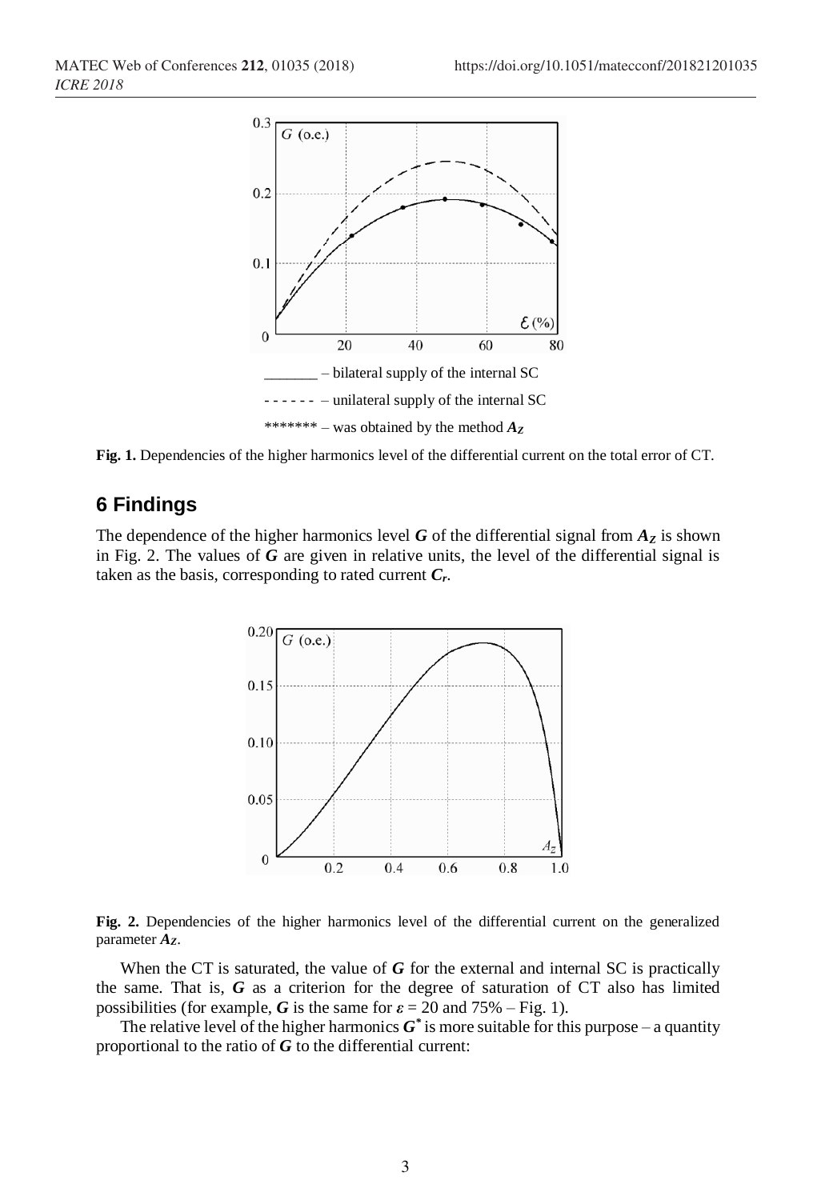_______ – bilateral supply of the internal SC

- - - - - - – unilateral supply of the internal SC

******* – was obtained by the method $A_Z$

**Fig. 1.** Dependencies of the higher harmonics level of the differential current on the total error of CT.

## 6 Findings

The dependence of the higher harmonics level $G$ of the differential signal from $A_Z$ is shown in Fig. 2. The values of $G$ are given in relative units, the level of the differential signal is taken as the basis, corresponding to rated current $C_r$.

**Fig. 2.** Dependencies of the higher harmonics level of the differential current on the generalized parameter $A_Z$.

When the CT is saturated, the value of $G$ for the external and internal SC is practically the same. That is, $G$ as a criterion for the degree of saturation of CT also has limited possibilities (for example, $G$ is the same for $\varepsilon$ = 20 and 75% – Fig. 1).

The relative level of the higher harmonics $G^*$ is more suitable for this purpose – a quantity proportional to the ratio of $G$ to the differential current: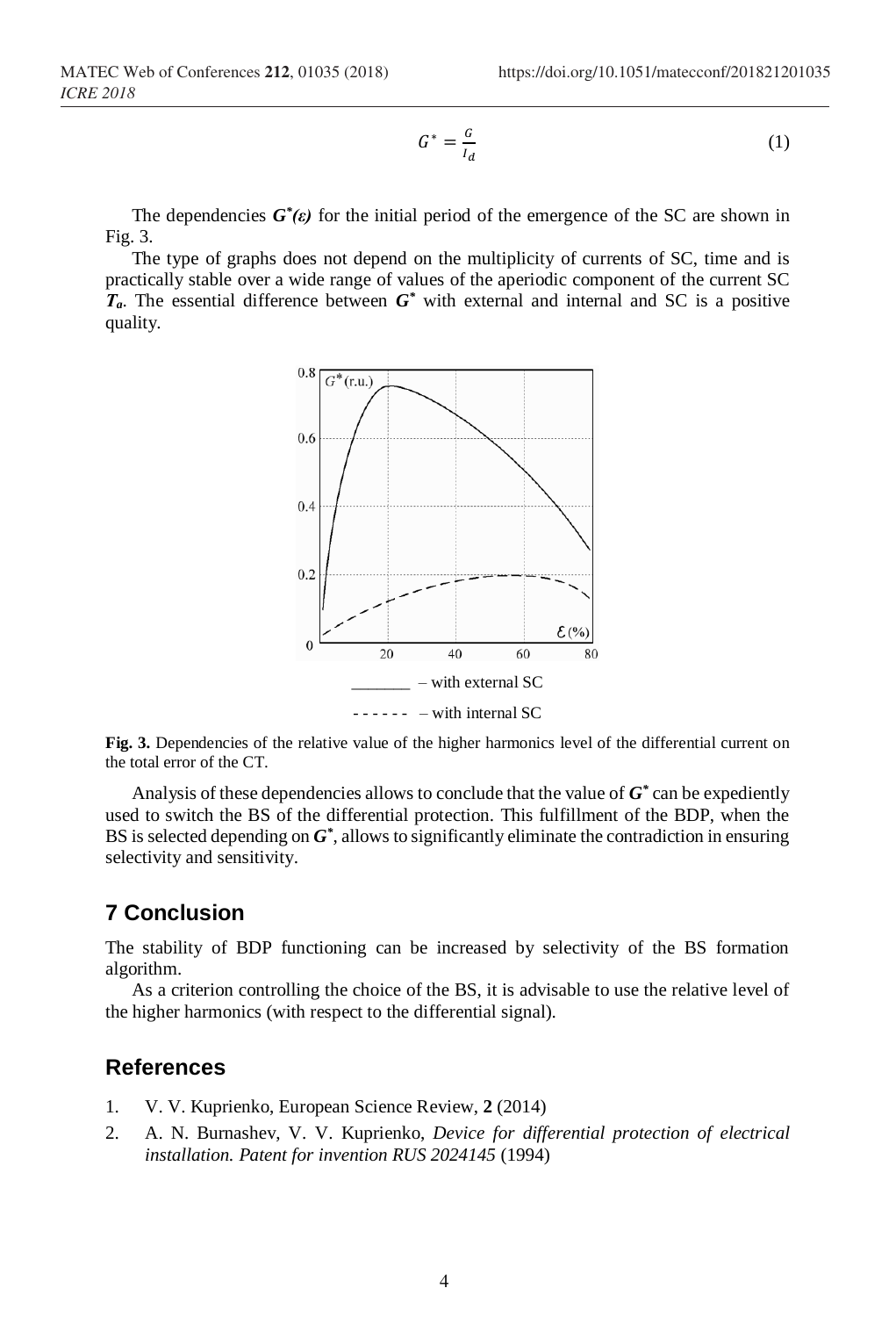$$G^* = \frac{G}{I_d} \tag{1}$$

The dependencies $G^*(\varepsilon)$ for the initial period of the emergence of the SC are shown in Fig. 3.

The type of graphs does not depend on the multiplicity of currents of SC, time and is practically stable over a wide range of values of the aperiodic component of the current SC $T_a$. The essential difference between $G^*$ with external and internal and SC is a positive quality.

_______ – with external SC

- - - - - - – with internal SC

**Fig. 3.** Dependencies of the relative value of the higher harmonics level of the differential current on the total error of the CT.

Analysis of these dependencies allows to conclude that the value of $G^*$ can be expediently used to switch the BS of the differential protection. This fulfillment of the BDP, when the BS is selected depending on $G^*$, allows to significantly eliminate the contradiction in ensuring selectivity and sensitivity.

## 7 Conclusion

The stability of BDP functioning can be increased by selectivity of the BS formation algorithm.

As a criterion controlling the choice of the BS, it is advisable to use the relative level of the higher harmonics (with respect to the differential signal).

## References

1. V. V. Kuprienko, European Science Review, **2** (2014)
2. A. N. Burnashev, V. V. Kuprienko, *Device for differential protection of electrical installation. Patent for invention RUS 2024145* (1994)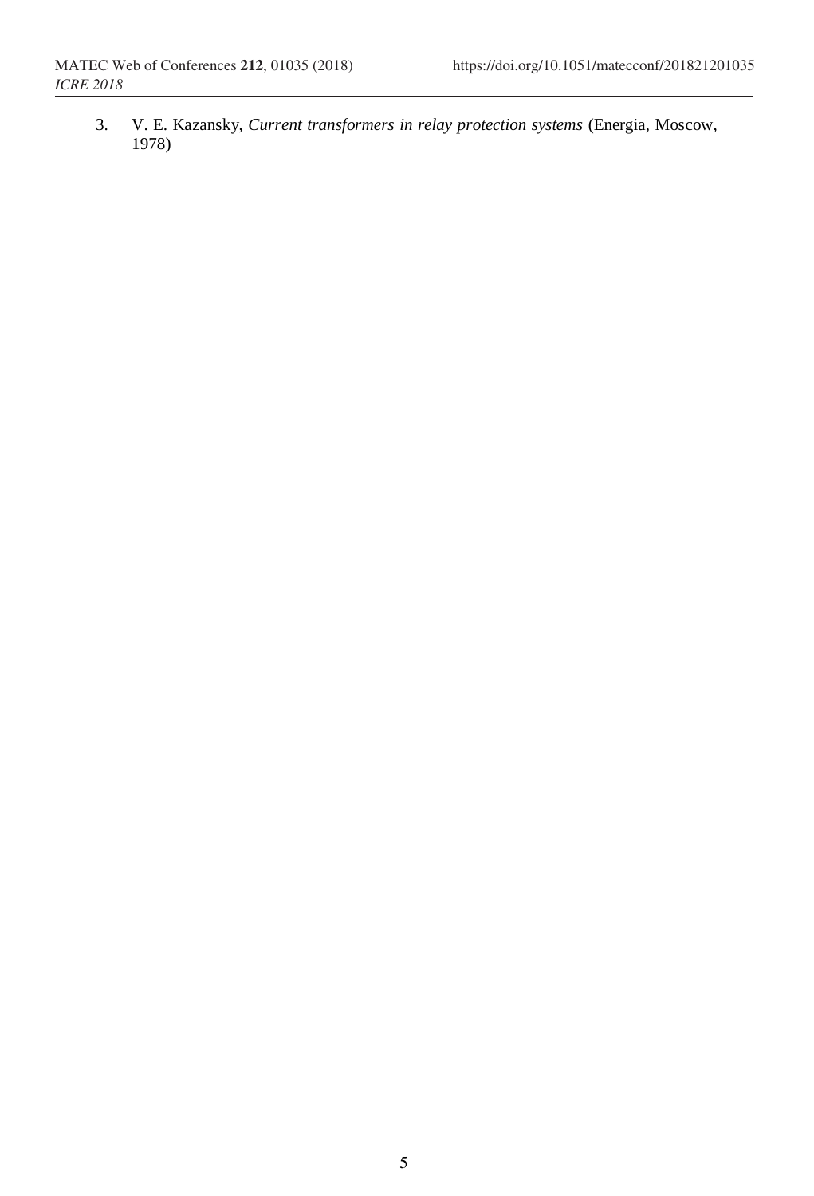3. V. E. Kazansky, *Current transformers in relay protection systems* (Energia, Moscow, 1978)